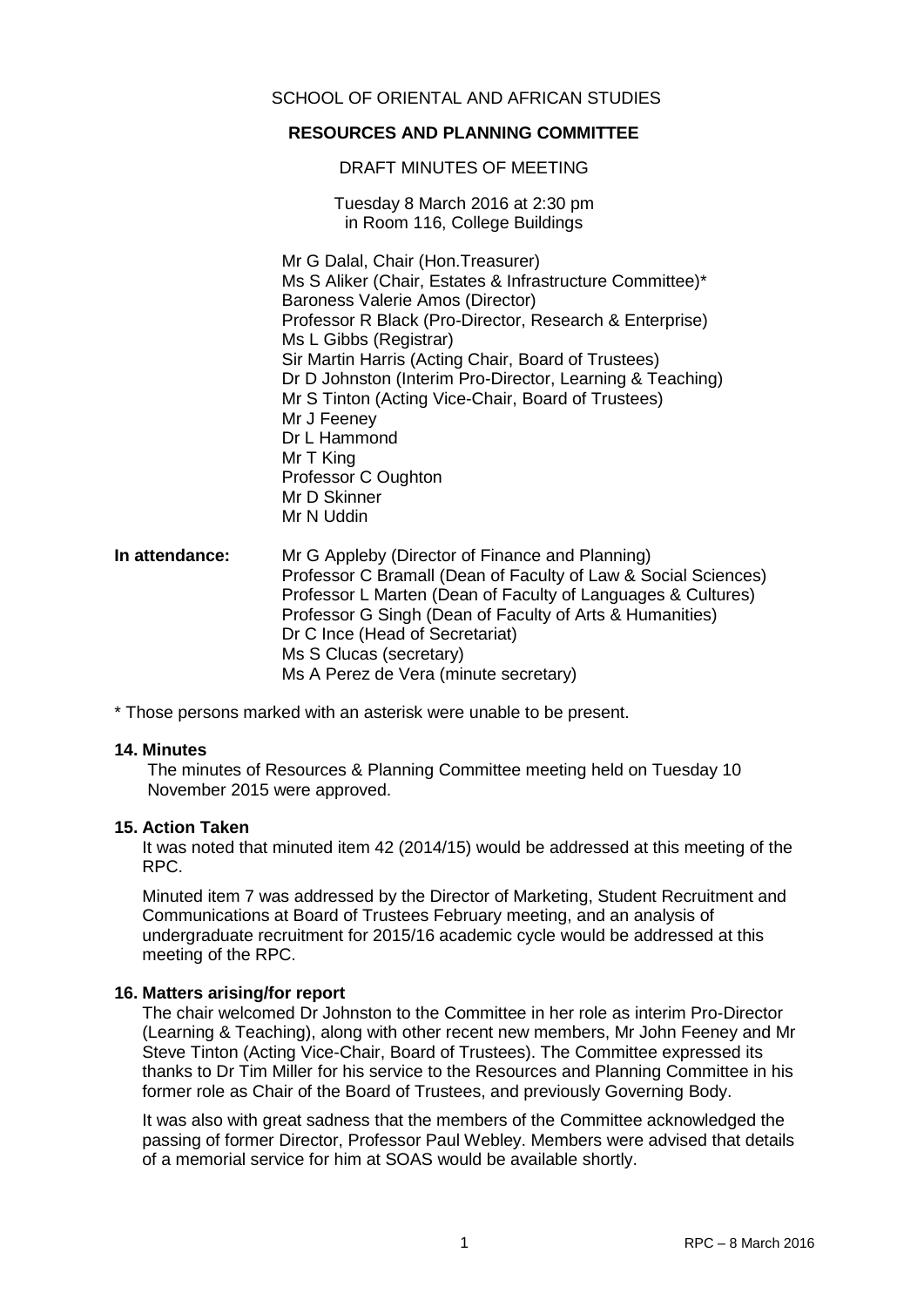SCHOOL OF ORIENTAL AND AFRICAN STUDIES

**RESOURCES AND PLANNING COMMITTEE**

DRAFT MINUTES OF MEETING

Tuesday 8 March 2016 at 2:30 pm
in Room 116, College Buildings

Mr G Dalal, Chair (Hon.Treasurer)
Ms S Aliker (Chair, Estates & Infrastructure Committee)*
Baroness Valerie Amos (Director)
Professor R Black (Pro-Director, Research & Enterprise)
Ms L Gibbs (Registrar)
Sir Martin Harris (Acting Chair, Board of Trustees)
Dr D Johnston (Interim Pro-Director, Learning & Teaching)
Mr S Tinton (Acting Vice-Chair, Board of Trustees)
Mr J Feeney
Dr L Hammond
Mr T King
Professor C Oughton
Mr D Skinner
Mr N Uddin

**In attendance:**
Mr G Appleby (Director of Finance and Planning)
Professor C Bramall (Dean of Faculty of Law & Social Sciences)
Professor L Marten (Dean of Faculty of Languages & Cultures)
Professor G Singh (Dean of Faculty of Arts & Humanities)
Dr C Ince (Head of Secretariat)
Ms S Clucas (secretary)
Ms A Perez de Vera (minute secretary)

\* Those persons marked with an asterisk were unable to be present.

**14. Minutes**

The minutes of Resources & Planning Committee meeting held on Tuesday 10 November 2015 were approved.

**15. Action Taken**

It was noted that minuted item 42 (2014/15) would be addressed at this meeting of the RPC.

Minuted item 7 was addressed by the Director of Marketing, Student Recruitment and Communications at Board of Trustees February meeting, and an analysis of undergraduate recruitment for 2015/16 academic cycle would be addressed at this meeting of the RPC.

**16. Matters arising/for report**

The chair welcomed Dr Johnston to the Committee in her role as interim Pro-Director (Learning & Teaching), along with other recent new members, Mr John Feeney and Mr Steve Tinton (Acting Vice-Chair, Board of Trustees). The Committee expressed its thanks to Dr Tim Miller for his service to the Resources and Planning Committee in his former role as Chair of the Board of Trustees, and previously Governing Body.

It was also with great sadness that the members of the Committee acknowledged the passing of former Director, Professor Paul Webley. Members were advised that details of a memorial service for him at SOAS would be available shortly.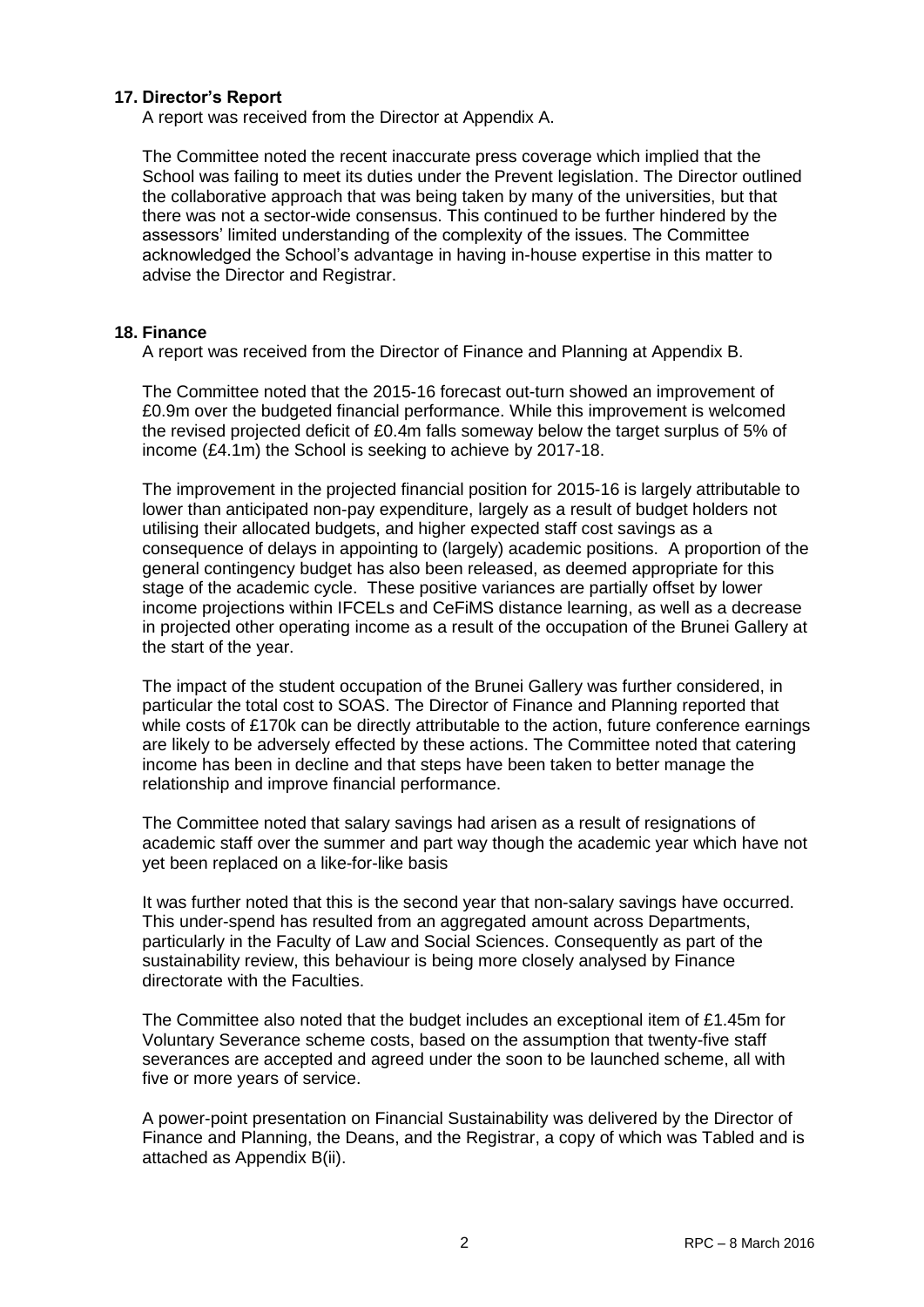### 17. Director's Report

A report was received from the Director at Appendix A.

The Committee noted the recent inaccurate press coverage which implied that the School was failing to meet its duties under the Prevent legislation. The Director outlined the collaborative approach that was being taken by many of the universities, but that there was not a sector-wide consensus. This continued to be further hindered by the assessors' limited understanding of the complexity of the issues. The Committee acknowledged the School's advantage in having in-house expertise in this matter to advise the Director and Registrar.

### 18. Finance

A report was received from the Director of Finance and Planning at Appendix B.

The Committee noted that the 2015-16 forecast out-turn showed an improvement of £0.9m over the budgeted financial performance. While this improvement is welcomed the revised projected deficit of £0.4m falls someway below the target surplus of 5% of income (£4.1m) the School is seeking to achieve by 2017-18.

The improvement in the projected financial position for 2015-16 is largely attributable to lower than anticipated non-pay expenditure, largely as a result of budget holders not utilising their allocated budgets, and higher expected staff cost savings as a consequence of delays in appointing to (largely) academic positions. A proportion of the general contingency budget has also been released, as deemed appropriate for this stage of the academic cycle. These positive variances are partially offset by lower income projections within IFCELs and CeFiMS distance learning, as well as a decrease in projected other operating income as a result of the occupation of the Brunei Gallery at the start of the year.

The impact of the student occupation of the Brunei Gallery was further considered, in particular the total cost to SOAS. The Director of Finance and Planning reported that while costs of £170k can be directly attributable to the action, future conference earnings are likely to be adversely effected by these actions. The Committee noted that catering income has been in decline and that steps have been taken to better manage the relationship and improve financial performance.

The Committee noted that salary savings had arisen as a result of resignations of academic staff over the summer and part way though the academic year which have not yet been replaced on a like-for-like basis

It was further noted that this is the second year that non-salary savings have occurred. This under-spend has resulted from an aggregated amount across Departments, particularly in the Faculty of Law and Social Sciences. Consequently as part of the sustainability review, this behaviour is being more closely analysed by Finance directorate with the Faculties.

The Committee also noted that the budget includes an exceptional item of £1.45m for Voluntary Severance scheme costs, based on the assumption that twenty-five staff severances are accepted and agreed under the soon to be launched scheme, all with five or more years of service.

A power-point presentation on Financial Sustainability was delivered by the Director of Finance and Planning, the Deans, and the Registrar, a copy of which was Tabled and is attached as Appendix B(ii).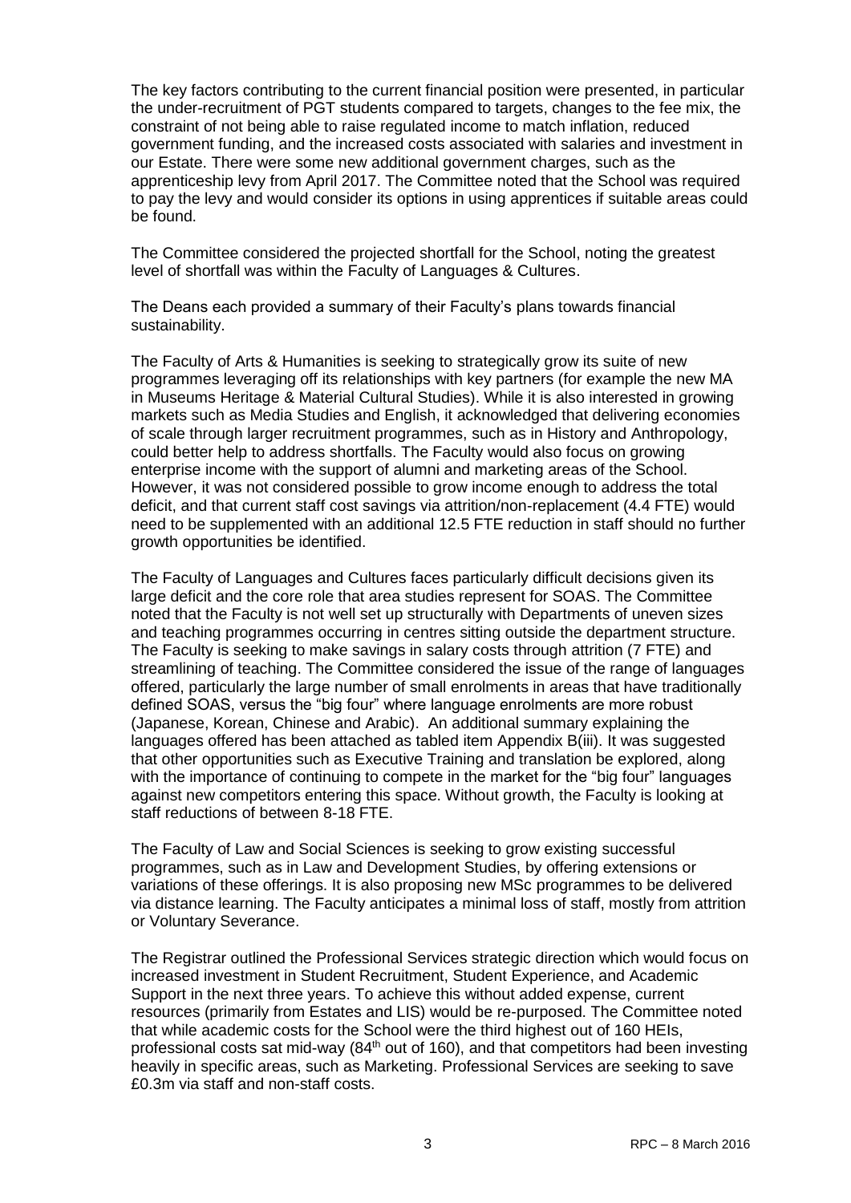The key factors contributing to the current financial position were presented, in particular the under-recruitment of PGT students compared to targets, changes to the fee mix, the constraint of not being able to raise regulated income to match inflation, reduced government funding, and the increased costs associated with salaries and investment in our Estate. There were some new additional government charges, such as the apprenticeship levy from April 2017. The Committee noted that the School was required to pay the levy and would consider its options in using apprentices if suitable areas could be found.

The Committee considered the projected shortfall for the School, noting the greatest level of shortfall was within the Faculty of Languages & Cultures.

The Deans each provided a summary of their Faculty's plans towards financial sustainability.

The Faculty of Arts & Humanities is seeking to strategically grow its suite of new programmes leveraging off its relationships with key partners (for example the new MA in Museums Heritage & Material Cultural Studies). While it is also interested in growing markets such as Media Studies and English, it acknowledged that delivering economies of scale through larger recruitment programmes, such as in History and Anthropology, could better help to address shortfalls. The Faculty would also focus on growing enterprise income with the support of alumni and marketing areas of the School. However, it was not considered possible to grow income enough to address the total deficit, and that current staff cost savings via attrition/non-replacement (4.4 FTE) would need to be supplemented with an additional 12.5 FTE reduction in staff should no further growth opportunities be identified.

The Faculty of Languages and Cultures faces particularly difficult decisions given its large deficit and the core role that area studies represent for SOAS. The Committee noted that the Faculty is not well set up structurally with Departments of uneven sizes and teaching programmes occurring in centres sitting outside the department structure. The Faculty is seeking to make savings in salary costs through attrition (7 FTE) and streamlining of teaching. The Committee considered the issue of the range of languages offered, particularly the large number of small enrolments in areas that have traditionally defined SOAS, versus the "big four" where language enrolments are more robust (Japanese, Korean, Chinese and Arabic). An additional summary explaining the languages offered has been attached as tabled item Appendix B(iii). It was suggested that other opportunities such as Executive Training and translation be explored, along with the importance of continuing to compete in the market for the "big four" languages against new competitors entering this space. Without growth, the Faculty is looking at staff reductions of between 8-18 FTE.

The Faculty of Law and Social Sciences is seeking to grow existing successful programmes, such as in Law and Development Studies, by offering extensions or variations of these offerings. It is also proposing new MSc programmes to be delivered via distance learning. The Faculty anticipates a minimal loss of staff, mostly from attrition or Voluntary Severance.

The Registrar outlined the Professional Services strategic direction which would focus on increased investment in Student Recruitment, Student Experience, and Academic Support in the next three years. To achieve this without added expense, current resources (primarily from Estates and LIS) would be re-purposed. The Committee noted that while academic costs for the School were the third highest out of 160 HEIs, professional costs sat mid-way (84th out of 160), and that competitors had been investing heavily in specific areas, such as Marketing. Professional Services are seeking to save £0.3m via staff and non-staff costs.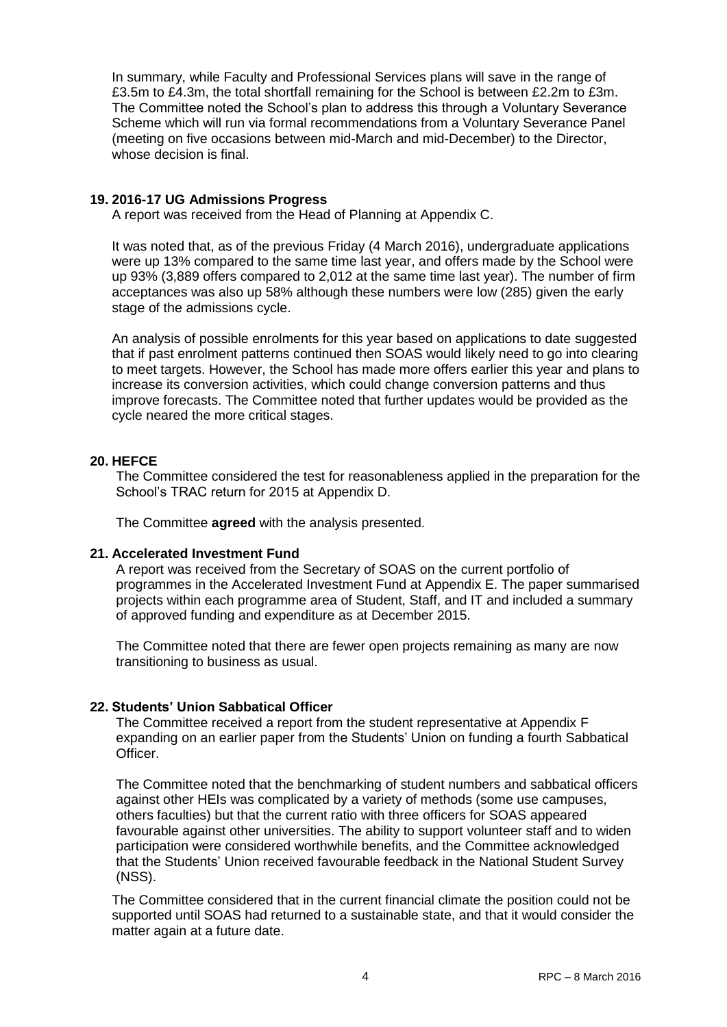In summary, while Faculty and Professional Services plans will save in the range of £3.5m to £4.3m, the total shortfall remaining for the School is between £2.2m to £3m. The Committee noted the School's plan to address this through a Voluntary Severance Scheme which will run via formal recommendations from a Voluntary Severance Panel (meeting on five occasions between mid-March and mid-December) to the Director, whose decision is final.

### 19. 2016-17 UG Admissions Progress

A report was received from the Head of Planning at Appendix C.

It was noted that, as of the previous Friday (4 March 2016), undergraduate applications were up 13% compared to the same time last year, and offers made by the School were up 93% (3,889 offers compared to 2,012 at the same time last year). The number of firm acceptances was also up 58% although these numbers were low (285) given the early stage of the admissions cycle.

An analysis of possible enrolments for this year based on applications to date suggested that if past enrolment patterns continued then SOAS would likely need to go into clearing to meet targets. However, the School has made more offers earlier this year and plans to increase its conversion activities, which could change conversion patterns and thus improve forecasts. The Committee noted that further updates would be provided as the cycle neared the more critical stages.

### 20. HEFCE

The Committee considered the test for reasonableness applied in the preparation for the School's TRAC return for 2015 at Appendix D.

The Committee **agreed** with the analysis presented.

### 21. Accelerated Investment Fund

A report was received from the Secretary of SOAS on the current portfolio of programmes in the Accelerated Investment Fund at Appendix E. The paper summarised projects within each programme area of Student, Staff, and IT and included a summary of approved funding and expenditure as at December 2015.

The Committee noted that there are fewer open projects remaining as many are now transitioning to business as usual.

### 22. Students' Union Sabbatical Officer

The Committee received a report from the student representative at Appendix F expanding on an earlier paper from the Students' Union on funding a fourth Sabbatical Officer.

The Committee noted that the benchmarking of student numbers and sabbatical officers against other HEIs was complicated by a variety of methods (some use campuses, others faculties) but that the current ratio with three officers for SOAS appeared favourable against other universities. The ability to support volunteer staff and to widen participation were considered worthwhile benefits, and the Committee acknowledged that the Students' Union received favourable feedback in the National Student Survey (NSS).

The Committee considered that in the current financial climate the position could not be supported until SOAS had returned to a sustainable state, and that it would consider the matter again at a future date.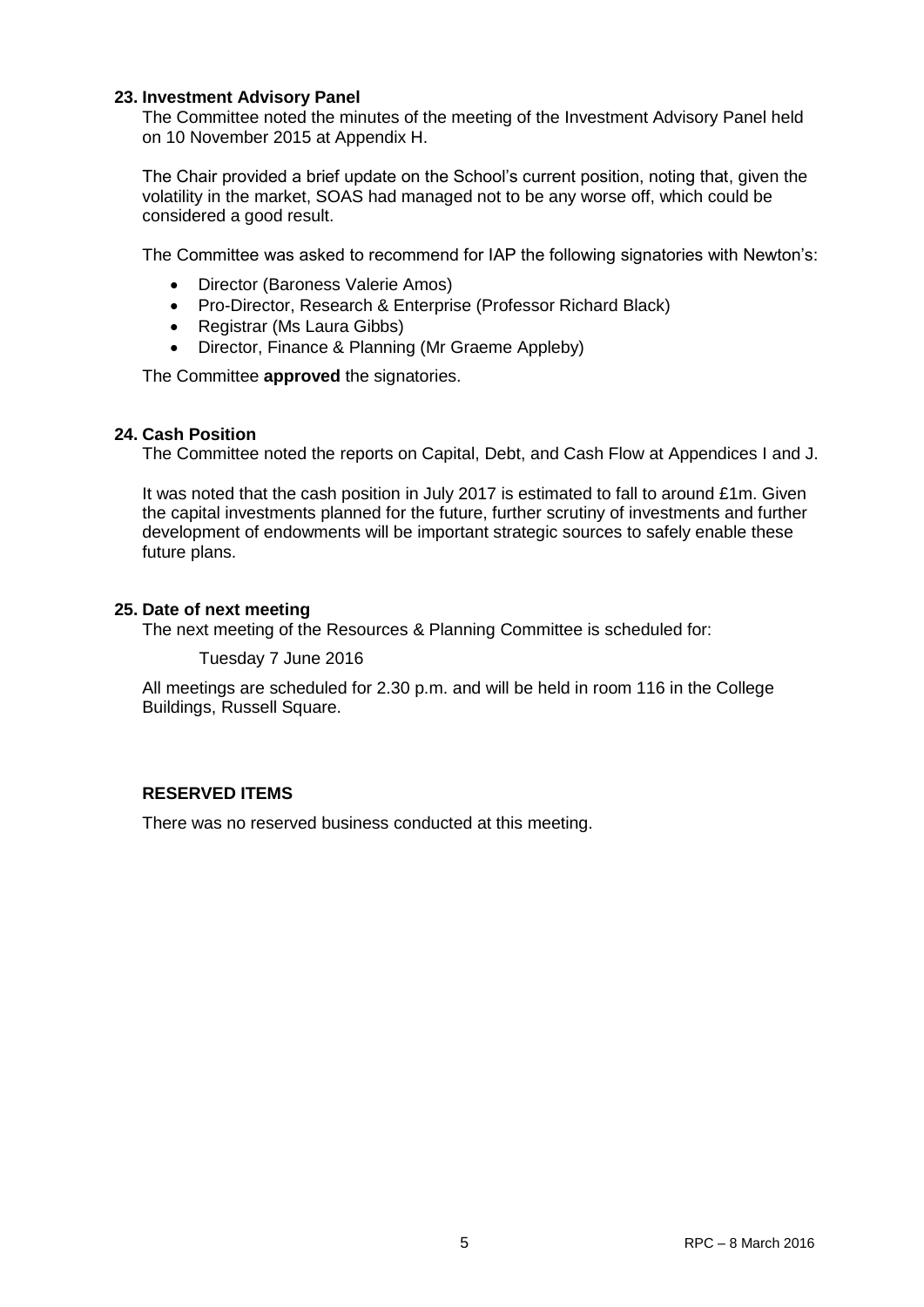### 23. Investment Advisory Panel

The Committee noted the minutes of the meeting of the Investment Advisory Panel held on 10 November 2015 at Appendix H.

The Chair provided a brief update on the School's current position, noting that, given the volatility in the market, SOAS had managed not to be any worse off, which could be considered a good result.

The Committee was asked to recommend for IAP the following signatories with Newton's:

- Director (Baroness Valerie Amos)
- Pro-Director, Research & Enterprise (Professor Richard Black)
- Registrar (Ms Laura Gibbs)
- Director, Finance & Planning (Mr Graeme Appleby)

The Committee **approved** the signatories.

### 24. Cash Position

The Committee noted the reports on Capital, Debt, and Cash Flow at Appendices I and J.

It was noted that the cash position in July 2017 is estimated to fall to around £1m. Given the capital investments planned for the future, further scrutiny of investments and further development of endowments will be important strategic sources to safely enable these future plans.

### 25. Date of next meeting

The next meeting of the Resources & Planning Committee is scheduled for:

Tuesday 7 June 2016

All meetings are scheduled for 2.30 p.m. and will be held in room 116 in the College Buildings, Russell Square.

### RESERVED ITEMS

There was no reserved business conducted at this meeting.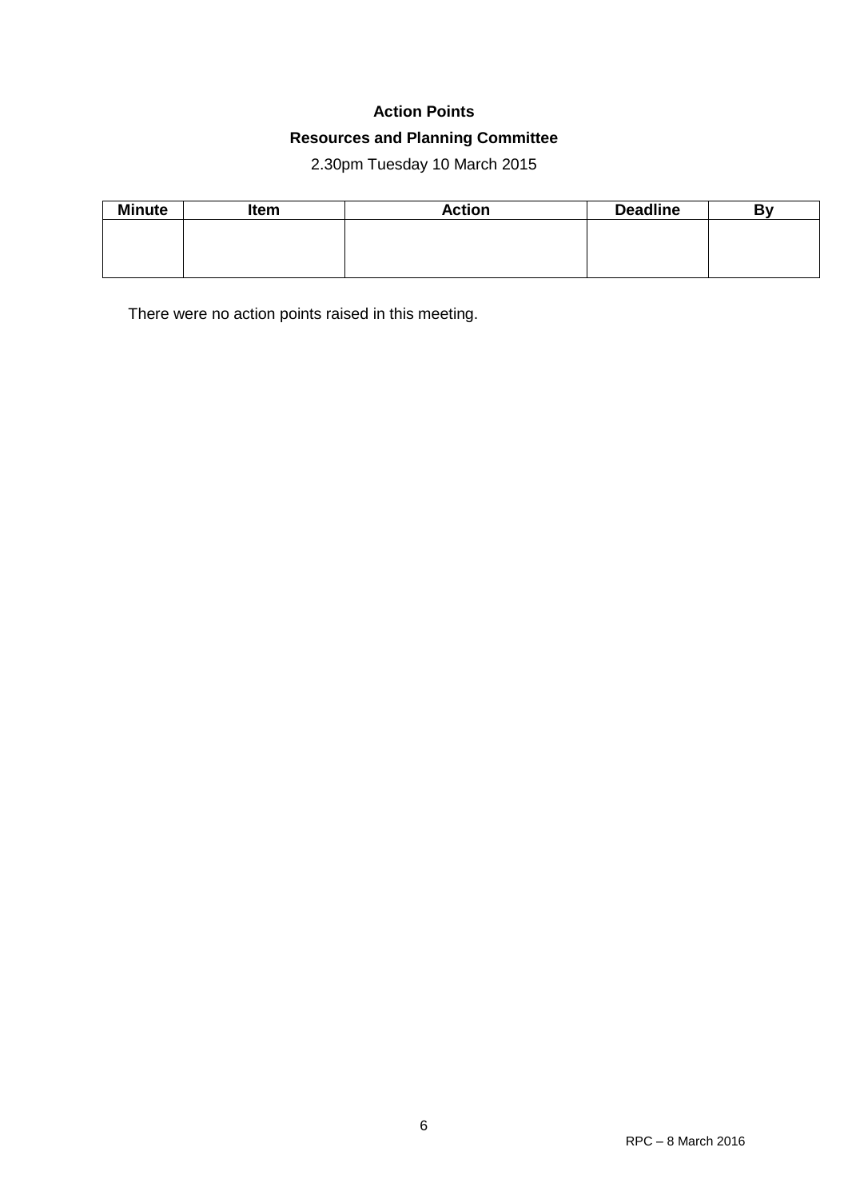**Action Points**

**Resources and Planning Committee**

2.30pm Tuesday 10 March 2015

| Minute | Item | Action | Deadline | By |
|---|---|---|---|---|
| | | | | |

There were no action points raised in this meeting.